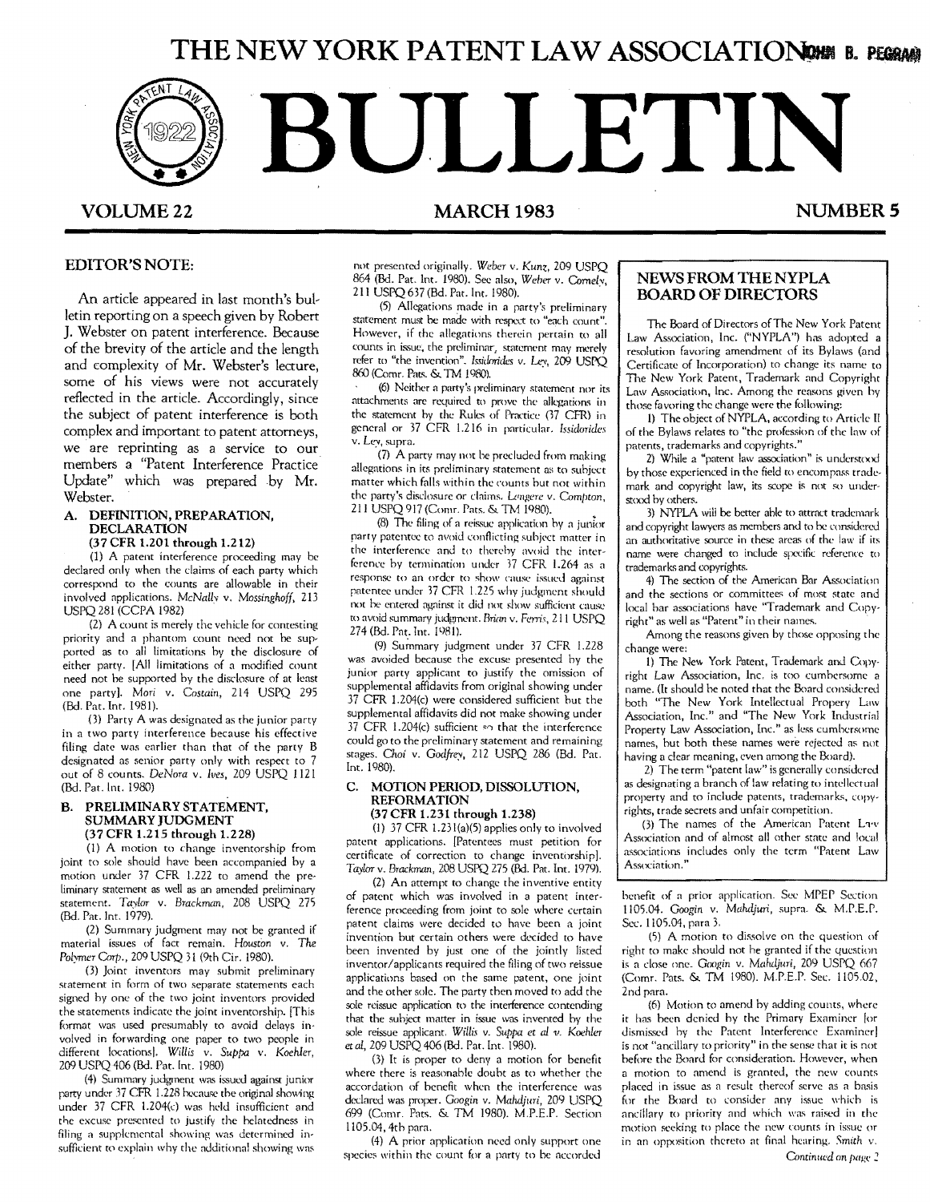# THE NEW YORK PATENT LAW ASSOCIATION

# BULLETIN

**VOLUME 22** **MARCH 1983** **NUMBER 5**

## EDITOR'S NOTE:

An article appeared in last month's bulletin reporting on a speech given by Robert J. Webster on patent interference. Because of the brevity of the article and the length and complexity of Mr. Webster's lecture, some of his views were not accurately reflected in the article. Accordingly, since the subject of patent interference is both complex and important to patent attorneys, we are reprinting as a service to our members a "Patent Interference Practice Update" which was prepared by Mr. Webster.

### A. DEFINITION, PREPARATION, DECLARATION (37 CFR 1.201 through 1.212)

(1) A patent interference proceeding may be declared only when the claims of each party which correspond to the counts are allowable in their involved applications. *McNally v. Mossinghoff,* 213 USPQ 281 (CCPA 1982)

(2) A count is merely the vehicle for contesting priority and a phantom count need not be supported as to all limitations by the disclosure of either party. [All limitations of a modified count need not be supported by the disclosure of at least one party]. *Mori v. Costain,* 214 USPQ 295 (Bd. Pat. Int. 1981).

(3) Party A was designated as the junior party in a two party interference because his effective filing date was earlier than that of the party B designated as senior party only with respect to 7 out of 8 counts. *DeNora v. Ives,* 209 USPQ 1121 (Bd. Pat. Int. 1980)

### B. PRELIMINARY STATEMENT, SUMMARY JUDGMENT (37 CFR 1.215 through 1.228)

(1) A motion to change inventorship from joint to sole should have been accompanied by a motion under 37 CFR 1.222 to amend the preliminary statement as well as an amended preliminary statement. *Taylor v. Brackman,* 208 USPQ 275 (Bd. Pat. Int. 1979).

(2) Summary judgment may not be granted if material issues of fact remain. *Houston v. The Polymer Corp.,* 209 USPQ 31 (9th Cir. 1980).

(3) Joint inventors may submit preliminary statement in form of two separate statements each signed by one of the two joint inventors provided the statements indicate the joint inventorship. [This format was used presumably to avoid delays involved in forwarding one paper to two people in different locations]. *Willis v. Suppa v. Koehler,* 209 USPQ 406 (Bd. Pat. Int. 1980)

(4) Summary judgment was issued against junior party under 37 CFR 1.228 because the original showing under 37 CFR 1.204(c) was held insufficient and the excuse presented to justify the belatedness in filing a supplemental showing was determined insufficient to explain why the additional showing was not presented originally. *Weber v. Kunz,* 209 USPQ 864 (Bd. Pat. Int. 1980). See also, *Weber v. Cornely,* 211 USPQ 637 (Bd. Pat. Int. 1980).

(5) Allegations made in a party's preliminary statement must be made with respect to "each count". However, if the allegations therein pertain to all counts in issue, the preliminary statement may merely refer to "the invention". *Issidorides v. Ley,* 209 USPQ 860 (Comr. Pats. & TM 1980).

(6) Neither a party's preliminary statement nor its attachments are required to prove the allegations in the statement by the Rules of Practice (37 CFR) in general or 37 CFR 1.216 in particular. *Issidorides v. Ley, supra.*

(7) A party may not be precluded from making allegations in its preliminary statement as to subject matter which falls within the counts but not within the party's disclosure or claims. *Lengere v. Compton,* 211 USPQ 917 (Comr. Pats. & TM 1980).

(8) The filing of a reissue application by a junior party patentee to avoid conflicting subject matter in the interference and to thereby avoid the interference by termination under 37 CFR 1.264 as a response to an order to show cause issued against patentee under 37 CFR 1.225 why judgment should not be entered against it did not show sufficient cause to avoid summary judgment. *Brian v. Ferris,* 211 USPQ 274 (Bd. Pat. Int. 1981).

(9) Summary judgment under 37 CFR 1.228 was avoided because the excuse presented by the junior party applicant to justify the omission of supplemental affidavits from original showing under 37 CFR 1.204(c) were considered sufficient but the supplemental affidavits did not make showing under 37 CFR 1.204(c) sufficient so that the interference could go to the preliminary statement and remaining stages. *Choi v. Godfrey,* 212 USPQ 286 (Bd. Pat. Int. 1980).

### C. MOTION PERIOD, DISSOLUTION, REFORMATION (37 CFR 1.231 through 1.238)

(1) 37 CFR 1.231(a)(5) applies only to involved patent applications. [Patentees must petition for certificate of correction to change inventorship]. *Taylor v. Brackman,* 208 USPQ 275 (Bd. Pat. Int. 1979).

(2) An attempt to change the inventive entity of patent which was involved in a patent interference proceeding from joint to sole where certain patent claims were decided to have been a joint invention but certain others were decided to have been invented by just one of the jointly listed inventor/applicants required the filing of two reissue applications based on the same patent, one joint and the other sole. The party then moved to add the sole reissue application to the interference contending that the subject matter in issue was invented by the sole reissue applicant. *Willis v. Suppa et al v. Koehler et al,* 209 USPQ 406 (Bd. Pat. Int. 1980).

(3) It is proper to deny a motion for benefit where there is reasonable doubt as to whether the accordation of benefit when the interference was declared was proper. *Googin v. Mahdjuri,* 209 USPQ 699 (Comr. Pats. & TM 1980). M.P.E.P. Section 1105.04, 4th para.

(4) A prior application need only support one species within the count for a party to be accorded benefit of a prior application. See MPEP Section 1105.04. *Googin v. Mahdjuri, supra.* & M.P.E.P. Sec. 1105.04, para 3.

(5) A motion to dissolve on the question of right to make should not be granted if the question is a close one. *Googin v. Mahdjuri,* 209 USPQ 667 (Comr. Pats. & TM 1980). M.P.E.P. Sec. 1105.02, 2nd para.

(6) Motion to amend by adding counts, where it has been denied by the Primary Examiner [or dismissed by the Patent Interference Examiner] is not "ancillary to priority" in the sense that it is not before the Board for consideration. However, when a motion to amend is granted, the new counts placed in issue as a result thereof serve as a basis for the Board to consider any issue which is ancillary to priority and which was raised in the motion seeking to place the new counts in issue or in an opposition thereto at final hearing. *Smith v.*

*Continued on page 2*

## NEWS FROM THE NYPLA BOARD OF DIRECTORS

The Board of Directors of The New York Patent Law Association, Inc. ("NYPLA") has adopted a resolution favoring amendment of its Bylaws (and Certificate of Incorporation) to change its name to The New York Patent, Trademark and Copyright Law Association, Inc. Among the reasons given by those favoring the change were the following:

1) The object of NYPLA, according to Article II of the Bylaws relates to "the profession of the law of patents, trademarks and copyrights."

2) While a "patent law association" is understood by those experienced in the field to encompass trademark and copyright law, its scope is not so understood by others.

3) NYPLA will be better able to attract trademark and copyright lawyers as members and to be considered an authoritative source in these areas of the law if its name were changed to include specific reference to trademarks and copyrights.

4) The section of the American Bar Association and the sections or committees of most state and local bar associations have "Trademark and Copyright" as well as "Patent" in their names.

Among the reasons given by those opposing the change were:

1) The New York Patent, Trademark and Copyright Law Association, Inc. is too cumbersome a name. (It should be noted that the Board considered both "The New York Intellectual Property Law Association, Inc." and "The New York Industrial Property Law Association, Inc." as less cumbersome names, but both these names were rejected as not having a clear meaning, even among the Board).

2) The term "patent law" is generally considered as designating a branch of law relating to intellectual property and to include patents, trademarks, copyrights, trade secrets and unfair competition.

(3) The names of the American Patent Law Association and of almost all other state and local associations includes only the term "Patent Law Association."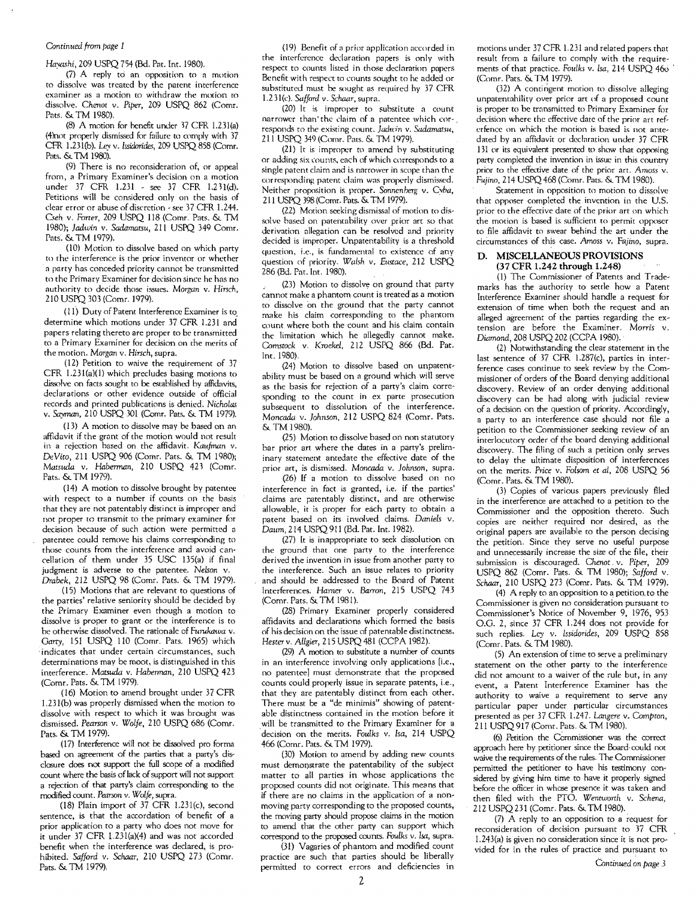*Continued from page 1*

*Hayashi*, 209 USPQ 754 (Bd. Pat. Int. 1980).

(7) A reply to an opposition to a motion to dissolve was treated by the patent interference examiner as a motion to withdraw the motion to dissolve. *Chenot v. Piper*, 209 USPQ 862 (Comr. Pats. & TM 1980).

(8) A motion for benefit under 37 CFR 1.231(a)(4)not properly dismissed for failure to comply with 37 CFR 1.231(b). *Ley v. Issidorides*, 209 USPQ 858 (Comr. Pats. & TM 1980).

(9) There is no reconsideration of, or appeal from, a Primary Examiner's decision on a motion under 37 CFR 1.231 - see 37 CFR 1.231(d). Petitions will be considered only on the basis of clear error or abuse of discretion - see 37 CFR 1.244. *Cseh v. Forter*, 209 USPQ 118 (Comr. Pats. & TM 1980); *Jadwin v. Sadamatsu*, 211 USPQ 349 Comr. Pats. & TM 1979).

(10) Motion to dissolve based on which party to the interference is the prior inventor or whether a party has conceded priority cannot be transmitted to the Primary Examiner for decision since he has no authority to decide those issues. *Morgan v. Hirsch*, 210 USPQ 303 (Comr. 1979).

(11) Duty of Patent Interference Examiner is to determine which motions under 37 CFR 1.231 and papers relating thereto are proper to be transmitted to a Primary Examiner for decision on the merits of the motion. *Morgan v. Hirsch*, supra.

(12) Petition to waive the requirement of 37 CFR 1.231(a)(1) which precludes basing motions to dissolve on facts sought to be established by affidavits, declarations or other evidence outside of official records and printed publications is denied. *Nicholas v. Szyman*, 210 USPQ 301 (Comr. Pats. & TM 1979).

(13) A motion to dissolve may be based on an affidavit if the grant of the motion would not result in a rejection based on the affidavit. *Kaufman v. DeVito*, 211 USPQ 906 (Comr. Pats. & TM 1980); *Matsuda v. Haberman*, 210 USPQ 423 (Comr. Pats. & TM 1979).

(14) A motion to dissolve brought by patentee with respect to a number if counts on the basis that they are not patentably distinct is improper and not proper to transmit to the primary examiner for decision because of such action were permitted a patentee could remove his claims corresponding to those counts from the interference and avoid cancellation of them under 35 USC 135(a) if final judgment is adverse to the patentee. *Nelson v. Drabek*, 212 USPQ 98 (Comr. Pats. & TM 1979).

(15) Motions that are relevant to questions of the parties' relative seniority should be decided by the Primary Examiner even though a motion to dissolve is proper to grant or the interference is to be otherwise dissolved. The rationale of *Furukawa v. Garty*, 151 USPQ 110 (Comr. Pats. 1965) which indicates that under certain circumstances, such determinations may be moot, is distinguished in this interference. *Matsuda v. Haberman*, 210 USPQ 423 (Comr. Pats. & TM 1979).

(16) Motion to amend brought under 37 CFR 1.231(b) was properly dismissed when the motion to dissolve with respect to which it was brought was dismissed. *Pearson v. Wolfe*, 210 USPQ 686 (Comr. Pats. & TM 1979).

(17) Interference will not be dissolved pro forma based on agreement of the parties that a party's disclosure does not support the full scope of a modified count where the basis of lack of support will not support a rejection of that party's claim corresponding to the modified count. *Pearson v. Wolfe*, supra.

(18) Plain import of 37 CFR 1.231(c), second sentence, is that the accordation of benefit of a prior application to a party who does not move for it under 37 CFR 1.231(a)(4) and was not accorded benefit when the interference was declared, is prohibited. *Safford v. Schaar*, 210 USPQ 273 (Comr. Pats. & TM 1979).

(19) Benefit of a prior application accorded in the interference declaration papers is only with respect to counts listed in those declaration papers. Benefit with respect to counts sought to be added or substituted must be sought as required by 37 CFR 1.231(c). *Safford v. Schaar*, supra.

(20) It is improper to substitute a count narrower than the claim of a patentee which corresponds to the existing count. *Jadwin v. Sadamatsu*, 211 USPQ 349 (Comr. Pats. & TM 1979).

(21) It is improper to amend by substituting or adding six counts, each of which corresponds to a single patent claim and is narrower in scope than the corresponding patent claim was properly dismissed. Neither proposition is proper. *Sonnenberg v. Cyba*, 211 USPQ 398 (Comr. Pats. & TM 1979).

(22) Motion seeking dismissal of motion to dissolve based on patentability over prior art so that derivation allegation can be resolved and priority decided is improper. Unpatentability is a threshold question, i.e., is fundamental to existence of any question of priority. *Walsh v. Eustace*, 212 USPQ 286 (Bd. Pat. Int. 1980).

(23) Motion to dissolve on ground that party cannot make a phantom count is treated as a motion to dissolve on the ground that the party cannot make his claim corresponding to the phantom count where both the count and his claim contain the limitation which he allegedly cannot make. *Comstock v. Kroekel*, 212 USPQ 866 (Bd. Pat. Int. 1980).

(24) Motion to dissolve based on unpatentability must be based on a ground which will serve as the basis for rejection of a party's claim corresponding to the count in ex parte prosecution subsequent to dissolution of the interference. *Moncada v. Johnson*, 212 USPQ 824 (Comr. Pats. & TM 1980).

(25) Motion to dissolve based on non statutory bar prior art where the dates in a party's preliminary statement antedate the effective date of the prior art, is dismissed. *Moncada v. Johnson*, supra.

(26) If a motion to dissolve based on no interference in fact is granted, i.e. if the parties' claims are patentably distinct, and are otherwise allowable, it is proper for each party to obtain a patent based on its involved claims. *Daniels v. Daum*, 214 USPQ 911 (Bd. Pat. Int. 1982).

(27) It is inappropriate to seek dissolution on the ground that one party to the interference derived the invention in issue from another party to the interference. Such an issue relates to priority and should be addressed to the Board of Patent Interferences. *Hamer v. Barron*, 215 USPQ 743 (Comr. Pats. & TM 1981).

(28) Primary Examiner properly considered affidavits and declarations which formed the basis of his decision on the issue of patentable distinctness. *Hester v. Allgier*, 215 USPQ 481 (CCPA 1982).

(29) A motion to substitute a number of counts in an interference involving only applications [i.e., no patentee] must demonstrate that the proposed counts could properly issue in separate patents, i.e., that they are patentably distinct from each other. There must be a "de minimis" showing of patentable distinctness contained in the motion before it will be transmitted to the Primary Examiner for a decision on the merits. *Foulks v. Isa*, 214 USPQ 466 (Comr. Pats. & TM 1979).

(30) Motion to amend by adding new counts must demonstrate the patentability of the subject matter to all parties in whose applications the proposed counts did not originate. This means that if there are no claims in the application of a nonmoving party corresponding to the proposed counts, the moving party should propose claims in the motion to amend that the other party can support which correspond to the proposed counts. *Foulks v. Isa*, supra.

(31) Vagaries of phantom and modified count practice are such that parties should be liberally permitted to correct errors and deficiencies in motions under 37 CFR 1.231 and related papers that result from a failure to comply with the requirements of that practice. *Foulks v. Isa*, 214 USPQ 466 (Comr. Pats. & TM 1979).

(32) A contingent motion to dissolve alleging unpatentability over prior art of a proposed count is proper to be transmitted to Primary Examiner for decision where the effective date of the prior art reference on which the motion is based is not antedated by an affidavit or declaration under 37 CFR 131 or its equivalent presented to show that opposing party completed the invention in issue in this country prior to the effective date of the prior art. *Amoss v. Fujino*, 214 USPQ 468 (Comr. Pats. & TM 1980).

Statement in opposition to motion to dissolve that opposer completed the invention in the U.S. prior to the effective date of the prior art on which the motion is based is sufficient to permit opposer to file affidavit to swear behind the art under the circumstances of this case. *Amoss v. Fujino*, supra.

## D. MISCELLANEOUS PROVISIONS (37 CFR 1.242 through 1.248)

(1) The Commissioner of Patents and Trademarks has the authority to settle how a Patent Interference Examiner should handle a request for extension of time when both the request and an alleged agreement of the parties regarding the extension are before the Examiner. *Morris v. Diamond*, 208 USPQ 202 (CCPA 1980).

(2) Notwithstanding the clear statement in the last sentence of 37 CFR 1.287(c), parties in interference cases continue to seek review by the Commissioner of orders of the Board denying additional discovery. Review of an order denying additional discovery can be had along with judicial review of a decision on the question of priority. Accordingly, a party to an interference case should not file a petition to the Commissioner seeking review of an interlocutory order of the board denying additional discovery. The filing of such a petition only serves to delay the ultimate disposition of interferences on the merits. *Price v. Folsom et al*, 208 USPQ 56 (Comr. Pats. & TM 1980).

(3) Copies of various papers previously filed in the interference are attached to a petition to the Commissioner and the opposition thereto. Such copies are neither required nor desired, as the original papers are available to the person deciding the petition. Since they serve no useful purpose and unnecessarily increase the size of the file, their submission is discouraged. *Chenot v. Piper*, 209 USPQ 862 (Comr. Pats. & TM 1980); *Safford v. Schaar*, 210 USPQ 273 (Comr. Pats. & TM 1979).

(4) A reply to an opposition to a petition to the Commissioner is given no consideration pursuant to Commissioner's Notice of November 9, 1976, 953 O.G. 2, since 37 CFR 1.244 does not provide for such replies. *Ley v. Issidorides*, 209 USPQ 858 (Comr. Pats. & TM 1980).

(5) An extension of time to serve a preliminary statement on the other party to the interference did not amount to a waiver of the rule but, in any event, a Patent Interference Examiner has the authority to waive a requirement to serve any particular paper under particular circumstances presented as per 37 CFR 1.247. *Langere v. Compton*, 211 USPQ 917 (Comr. Pats. & TM 1980).

(6) Petition the Commissioner was the correct approach here by petitioner since the Board could not waive the requirements of the rules. The Commissioner permitted the petitioner to have his testimony considered by giving him time to have it properly signed before the officer in whose presence it was taken and then filed with the PTO. *Wentworth v. Schena*, 212 USPQ 231 (Comr. Pats. & TM 1980).

(7) A reply to an opposition to a request for reconsideration of decision pursuant to 37 CFR 1.243(a) is given no consideration since it is not provided for in the rules of practice and pursuant to

*Continued on page 3*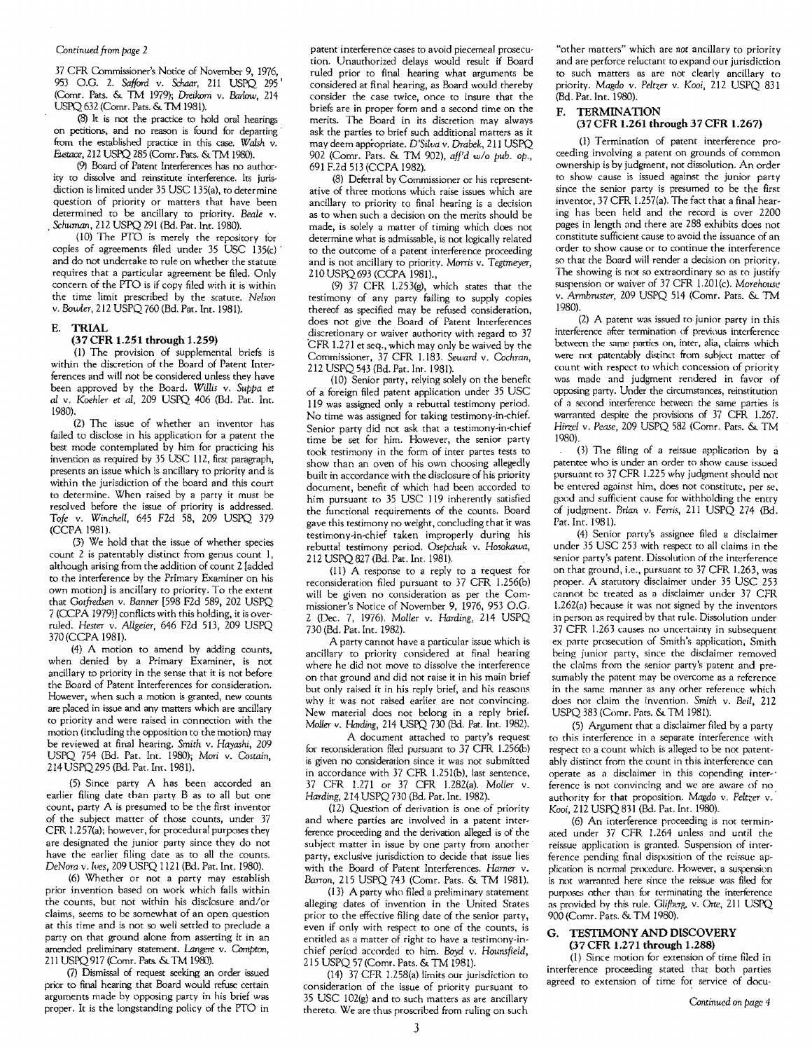*Continued from page 2*

37 CFR Commissioner's Notice of November 9, 1976, 953 O.G. 2. *Safford* v. *Schaar*, 211 USPQ 295 (Comr. Pats. & TM 1979); *Dreikorn* v. *Barlow*, 214 USPQ 632 (Comr. Pats. & TM 1981).

(8) It is not the practice to hold oral hearings on petitions, and no reason is found for departing from the established practice in this case. *Walsh* v. *Eustace*, 212 USPQ 285 (Comr. Pats. & TM 1980).

(9) Board of Patent Interferences has no authority to dissolve and reinstitute interference. Its jurisdiction is limited under 35 USC 135(a), to determine question of priority or matters that have been determined to be ancillary to priority. *Beale* v. *Schuman*, 212 USPQ 291 (Bd. Pat. Int. 1980).

(10) The PTO is merely the repository for copies of agreements filed under 35 USC 135(c) and do not undertake to rule on whether the statute requires that a particular agreement be filed. Only concern of the PTO is if copy filed with it is within the time limit prescribed by the statute. *Nelson* v. *Bowler*, 212 USPQ 760 (Bd. Pat. Int. 1981).

## E. TRIAL

### (37 CFR 1.251 through 1.259)

(1) The provision of supplemental briefs is within the discretion of the Board of Patent Interferences and will not be considered unless they have been approved by the Board. *Willis* v. *Suppa et al* v. *Koehler et al*, 209 USPQ 406 (Bd. Pat. Int. 1980).

(2) The issue of whether an inventor has failed to disclose in his application for a patent the best mode contemplated by him for practicing his invention as required by 35 USC 112, first paragraph, presents an issue which is ancillary to priority and is within the jurisdiction of the board and this court to determine. When raised by a party it must be resolved before the issue of priority is addressed. *Tofe* v. *Winchell*, 645 F2d 58, 209 USPQ 379 (CCPA 1981).

(3) We hold that the issue of whether species count 2 is patentably distinct from genus count 1, although arising from the addition of count 2 [added to the interference by the Primary Examiner on his own motion] is ancillary to priority. To the extent that *Gotfredsen* v. *Banner* [598 F2d 589, 202 USPQ 7 (CCPA 1979)] conflicts with this holding, it is overruled. *Hester* v. *Allgeier*, 646 F2d 513, 209 USPQ 370 (CCPA 1981).

(4) A motion to amend by adding counts, when denied by a Primary Examiner, is not ancillary to priority in the sense that it is not before the Board of Patent Interferences for consideration. However, when such a motion is granted, new counts are placed in issue and any matters which are ancillary to priority and were raised in connection with the motion (including the opposition to the motion) may be reviewed at final hearing. *Smith* v. *Hayashi*, 209 USPQ 754 (Bd. Pat. Int. 1980); *Mori* v. *Costain*, 214 USPQ 295 (Bd. Pat. Int. 1981).

(5) Since party A has been accorded an earlier filing date than party B as to all but one count, party A is presumed to be the first inventor of the subject matter of those counts, under 37 CFR 1.257(a); however, for procedural purposes they are designated the junior party since they do not have the earlier filing date as to all the counts. *DeNora* v. *Ives*, 209 USPQ 1121 (Bd. Pat. Int. 1980).

(6) Whether or not a party may establish prior invention based on work which falls within the counts, but not within his disclosure and/or claims, seems to be somewhat of an open question at this time and is not so well settled to preclude a party on that ground alone from asserting it in an amended preliminary statement. *Langere* v. *Compton*, 211 USPQ 917 (Comr. Pats. & TM 1980).

(7) Dismissal of request seeking an order issued prior to final hearing that Board would refuse certain arguments made by opposing party in his brief was proper. It is the longstanding policy of the PTO in patent interference cases to avoid piecemeal prosecution. Unauthorized delays would result if Board ruled prior to final hearing what arguments be considered at final hearing, as Board would thereby consider the case twice, once to insure that the briefs are in proper form and a second time on the merits. The Board in its discretion may always ask the parties to brief such additional matters as it may deem appropriate. *D'Silva* v. *Drabek*, 211 USPQ 902 (Comr. Pats. & TM 902), *aff'd w/o pub. op.*, 691 F.2d 513 (CCPA 1982).

(8) Deferral by Commissioner or his representative of three motions which raise issues which are ancillary to priority to final hearing is a decision as to when such a decision on the merits should be made, is solely a matter of timing which does not determine what is admissible, is not logically related to the outcome of a patent interference proceeding and is not ancillary to priority. *Morris* v. *Tegtmeyer*, 210 USPQ 693 (CCPA 1981).

(9) 37 CFR 1.253(g), which states that the testimony of any party failing to supply copies thereof as specified may be refused consideration, does not give the Board of Patent Interferences discretionary or waiver authority with regard to 37 CFR 1.271 et seq., which may only be waived by the Commissioner, 37 CFR 1.183. *Seward* v. *Cochran*, 212 USPQ 543 (Bd. Pat. Int. 1981).

(10) Senior party, relying solely on the benefit of a foreign filed patent application under 35 USC 119 was assigned only a rebuttal testimony period. No time was assigned for taking testimony-in-chief. Senior party did not ask that a testimony-in-chief time be set for him. However, the senior party took testimony in the form of inter partes tests to show than an oven of his own choosing allegedly built in accordance with the disclosure of his priority document, benefit of which had been accorded to him pursuant to 35 USC 119 inherently satisfied the functional requirements of the counts. Board gave this testimony no weight, concluding that it was testimony-in-chief taken improperly during his rebuttal testimony period. *Osepchuk* v. *Hosokawa*, 212 USPQ 827 (Bd. Pat. Int. 1981).

(11) A response to a reply to a request for reconsideration filed pursuant to 37 CFR 1.256(b) will be given no consideration as per the Commissioner's Notice of November 9, 1976, 953 O.G. 2 (Dec. 7, 1976). *Moller* v. *Harding*, 214 USPQ 730 (Bd. Pat. Int. 1982).

A party cannot have a particular issue which is ancillary to priority considered at final hearing where he did not move to dissolve the interference on that ground and did not raise it in his main brief but only raised it in his reply brief, and his reasons why it was not raised earlier are not convincing. New material does not belong in a reply brief. *Moller* v. *Harding*, 214 USPQ 730 (Bd. Pat. Int. 1982).

A document attached to party's request for reconsideration filed pursuant to 37 CFR 1.256(b) is given no consideration since it was not submitted in accordance with 37 CFR 1.251(b), last sentence, 37 CFR 1.271 or 37 CFR 1.282(a). *Moller* v. *Harding*, 214 USPQ 730 (Bd. Pat. Int. 1982).

(12) Question of derivation is one of priority and where parties are involved in a patent interference proceeding and the derivation alleged is of the subject matter in issue by one party from another party, exclusive jurisdiction to decide that issue lies with the Board of Patent Interferences. *Hamer* v. *Barron*, 215 USPQ 743 (Comr. Pats. & TM 1981).

(13) A party who filed a preliminary statement alleging dates of invention in the United States prior to the effective filing date of the senior party, even if only with respect to one of the counts, is entitled as a matter of right to have a testimony-in-chief period accorded to him. *Boyd* v. *Hounsfield*, 215 USPQ 57 (Comr. Pats. & TM 1981).

(14) 37 CFR 1.258(a) limits our jurisdiction to consideration of the issue of priority pursuant to 35 USC 102(g) and to such matters as are ancillary thereto. We are thus proscribed from ruling on such "other matters" which are *not* ancillary to priority and are perforce reluctant to expand our jurisdiction to such matters as are not clearly ancillary to priority. *Magdo* v. *Peltzer* v. *Kooi*, 212 USPQ 831 (Bd. Pat. Int. 1980).

## F. TERMINATION

### (37 CFR 1.261 through 37 CFR 1.267)

(1) Termination of patent interference proceeding involving a patent on grounds of common ownership is by judgment, not dissolution. An order to show cause is issued against the junior party since the senior party is presumed to be the first inventor, 37 CFR 1.257(a). The fact that a final hearing has been held and the record is over 2200 pages in length and there are 288 exhibits does not constitute sufficient cause to avoid the issuance of an order to show cause or to continue the interference so that the Board will render a decision on priority. The showing is not so extraordinary so as to justify suspension or waiver of 37 CFR 1.201(c). *Morehouse* v. *Armbruster*, 209 USPQ 514 (Comr. Pats. & TM 1980).

(2) A patent was issued to junior party in this interference after termination of previous interference between the same parties on, inter, alia, claims which were not patentably distinct from subject matter of count with respect to which concession of priority was made and judgment rendered in favor of opposing party. Under the circumstances, reinstitution of a second interference between the same parties is warranted despite the provisions of 37 CFR 1.267. *Hirzel* v. *Pease*, 209 USPQ 582 (Comr. Pats. & TM 1980).

(3) The filing of a reissue application by a patentee who is under an order to show cause issued pursuant to 37 CFR 1.225 why judgment should not be entered against him, does not constitute, per se, good and sufficient cause for withholding the entry of judgment. *Brian* v. *Ferris*, 211 USPQ 274 (Bd. Pat. Int. 1981).

(4) Senior party's assignee filed a disclaimer under 35 USC 253 with respect to all claims in the senior party's patent. Dissolution of the interference on that ground, i.e., pursuant to 37 CFR 1.263, was proper. A statutory disclaimer under 35 USC 253 cannot be treated as a disclaimer under 37 CFR 1.262(a) because it was not signed by the inventors in person as required by that rule. Dissolution under 37 CFR 1.263 causes no uncertainty in subsequent ex parte prosecution of Smith's application, Smith being junior party, since the disclaimer removed the claims from the senior party's patent and presumably the patent may be overcome as a reference in the same manner as any other reference which does not claim the invention. *Smith* v. *Beil*, 212 USPQ 383 (Comr. Pats. & TM 1981).

(5) Argument that a disclaimer filed by a party to this interference in a separate interference with respect to a count which is alleged to be not patentably distinct from the count in this interference can operate as a disclaimer in this copending interference is not convincing and we are aware of no authority for that proposition. *Magdo* v. *Peltzer* v. *Kooi*, 212 USPQ 831 (Bd. Pat. Int. 1980).

(6) An interference proceeding is not terminated under 37 CFR 1.264 unless and until the reissue application is granted. Suspension of interference pending final disposition of the reissue application is normal procedure. However, a suspension is not warranted here since the reissue was filed for purposes other than for terminating the interference as provided by this rule. *Glifberg*, v. *Otte*, 211 USPQ 900 (Comr. Pats. & TM 1980).

## G. TESTIMONY AND DISCOVERY

### (37 CFR 1.271 through 1.288)

(1) Since motion for extension of time filed in interference proceeding stated that both parties agreed to extension of time for service of docu-

*Continued on page 4*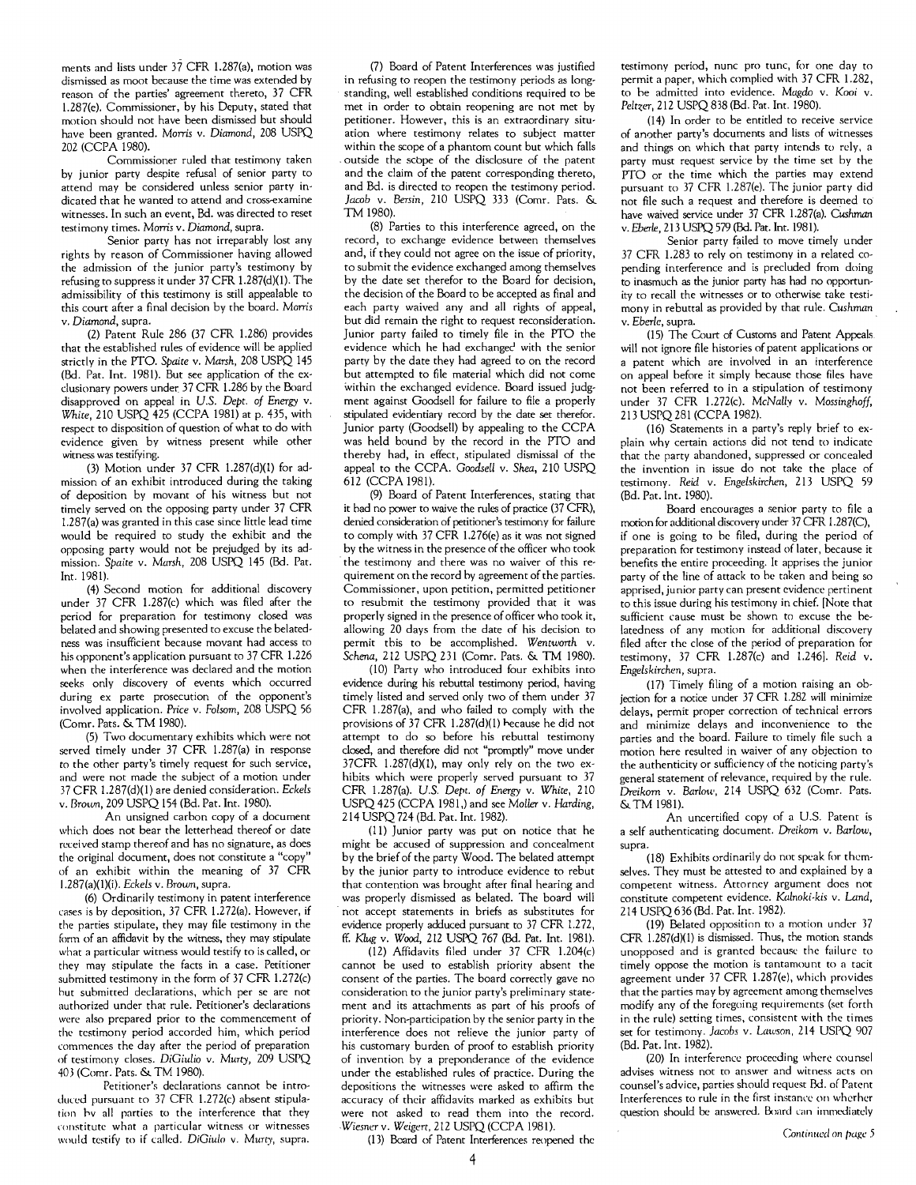ments and lists under 37 CFR 1.287(a), motion was dismissed as moot because the time was extended by reason of the parties' agreement thereto, 37 CFR 1.287(e). Commissioner, by his Deputy, stated that motion should not have been dismissed but should have been granted. *Morris v. Diamond*, 208 USPQ 202 (CCPA 1980).

Commissioner ruled that testimony taken by junior party despite refusal of senior party to attend may be considered unless senior party indicated that he wanted to attend and cross-examine witnesses. In such an event, Bd. was directed to reset testimony times. *Morris v. Diamond*, supra.

Senior party has not irreparably lost any rights by reason of Commissioner having allowed the admission of the junior party's testimony by refusing to suppress it under 37 CFR 1.287(d)(1). The admissibility of this testimony is still appealable to this court after a final decision by the board. *Morris v. Diamond*, supra.

(2) Patent Rule 286 (37 CFR 1.286) provides that the established rules of evidence will be applied strictly in the PTO. *Spaite v. Marsh*, 208 USPQ 145 (Bd. Pat. Int. 1981). But see application of the exclusionary powers under 37 CFR 1.286 by the Board disapproved on appeal in *U.S. Dept. of Energy v. White*, 210 USPQ 425 (CCPA 1981) at p. 435, with respect to disposition of question of what to do with evidence given by witness present while other witness was testifying.

(3) Motion under 37 CFR 1.287(d)(1) for admission of an exhibit introduced during the taking of deposition by movant of his witness but not timely served on the opposing party under 37 CFR 1.287(a) was granted in this case since little lead time would be required to study the exhibit and the opposing party would not be prejudged by its admission. *Spaite v. Marsh*, 208 USPQ 145 (Bd. Pat. Int. 1981).

(4) Second motion for additional discovery under 37 CFR 1.287(c) which was filed after the period for preparation for testimony closed was belated and showing presented to excuse the belatedness was insufficient because movant had access to his opponent's application pursuant to 37 CFR 1.226 when the interference was declared and the motion seeks only discovery of events which occurred during ex parte prosecution of the opponent's involved application. *Price v. Folsom*, 208 USPQ 56 (Comr. Pats. & TM 1980).

(5) Two documentary exhibits which were not served timely under 37 CFR 1.287(a) in response to the other party's timely request for such service, and were not made the subject of a motion under 37 CFR 1.287(d)(1) are denied consideration. *Eckels v. Brown*, 209 USPQ 154 (Bd. Pat. Int. 1980).

An unsigned carbon copy of a document which does not bear the letterhead thereof or date received stamp thereof and has no signature, as does the original document, does not constitute a "copy" of an exhibit within the meaning of 37 CFR 1.287(a)(1)(i). *Eckels v. Brown*, supra.

(6) Ordinarily testimony in patent interference cases is by deposition, 37 CFR 1.272(a). However, if the parties stipulate, they may file testimony in the form of an affidavit by the witness, they may stipulate what a particular witness would testify to is called, or they may stipulate the facts in a case. Petitioner submitted testimony in the form of 37 CFR 1.272(c) but submitted declarations, which per se are not authorized under that rule. Petitioner's declarations were also prepared prior to the commencement of the testimony period accorded him, which period commences the day after the period of preparation of testimony closes. *DiGiulio v. Murty*, 209 USPQ 403 (Comr. Pats. & TM 1980).

Petitioner's declarations cannot be introduced pursuant to 37 CFR 1.272(c) absent stipulation by all parties to the interference that they constitute what a particular witness or witnesses would testify to if called. *DiGiulo v. Murty*, supra.

(7) Board of Patent Interferences was justified in refusing to reopen the testimony periods as long-standing, well established conditions required to be met in order to obtain reopening are not met by petitioner. However, this is an extraordinary situation where testimony relates to subject matter within the scope of a phantom count but which falls outside the scope of the disclosure of the patent and the claim of the patent corresponding thereto, and Bd. is directed to reopen the testimony period. *Jacob v. Bersin*, 210 USPQ 333 (Comr. Pats. & TM 1980).

(8) Parties to this interference agreed, on the record, to exchange evidence between themselves and, if they could not agree on the issue of priority, to submit the evidence exchanged among themselves by the date set therefor to the Board for decision, the decision of the Board to be accepted as final and each party waived any and all rights of appeal, but did remain the right to request reconsideration. Junior party failed to timely file in the PTO the evidence which he had exchanged with the senior party by the date they had agreed to on the record but attempted to file material which did not come within the exchanged evidence. Board issued judgment against Goodsell for failure to file a properly stipulated evidentiary record by the date set therefor. Junior party (Goodsell) by appealing to the CCPA was held bound by the record in the PTO and thereby had, in effect, stipulated dismissal of the appeal to the CCPA. *Goodsell v. Shea*, 210 USPQ 612 (CCPA 1981).

(9) Board of Patent Interferences, stating that it had no power to waive the rules of practice (37 CFR), denied consideration of petitioner's testimony for failure to comply with 37 CFR 1.276(e) as it was not signed by the witness in the presence of the officer who took the testimony and there was no waiver of this requirement on the record by agreement of the parties. Commissioner, upon petition, permitted petitioner to resubmit the testimony provided that it was properly signed in the presence of officer who took it, allowing 20 days from the date of his decision to permit this to be accomplished. *Wentworth v. Schena*, 212 USPQ 231 (Comr. Pats. & TM 1980).

(10) Party who introduced four exhibits into evidence during his rebuttal testimony period, having timely listed and served only two of them under 37 CFR 1.287(a), and who failed to comply with the provisions of 37 CFR 1.287(d)(1) because he did not attempt to do so before his rebuttal testimony closed, and therefore did not "promptly" move under 37CFR 1.287(d)(1), may only rely on the two exhibits which were properly served pursuant to 37 CFR 1.287(a). *U.S. Dept. of Energy v. White*, 210 USPQ 425 (CCPA 1981,) and see *Moller v. Harding*, 214 USPQ 724 (Bd. Pat. Int. 1982).

(11) Junior party was put on notice that he might be accused of suppression and concealment by the brief of the party Wood. The belated attempt by the junior party to introduce evidence to rebut that contention was brought after final hearing and was properly dismissed as belated. The board will not accept statements in briefs as substitutes for evidence properly adduced pursuant to 37 CFR 1.272, ff. *Klug v. Wood*, 212 USPQ 767 (Bd. Pat. Int. 1981).

(12) Affidavits filed under 37 CFR 1.204(c) cannot be used to establish priority absent the consent of the parties. The board correctly gave no consideration to the junior party's preliminary statement and its attachments as part of his proofs of priority. Non-participation by the senior party in the interference does not relieve the junior party of his customary burden of proof to establish priority of invention by a preponderance of the evidence under the established rules of practice. During the depositions the witnesses were asked to affirm the accuracy of their affidavits marked as exhibits but were not asked to read them into the record. *Wiesner v. Weigert*, 212 USPQ (CCPA 1981).

(13) Board of Patent Interferences reopened the testimony period, nunc pro tunc, for one day to permit a paper, which complied with 37 CFR 1.282, to be admitted into evidence. *Magdo v. Kooi v. Peltzer*, 212 USPQ 838 (Bd. Pat. Int. 1980).

(14) In order to be entitled to receive service of another party's documents and lists of witnesses and things on which that party intends to rely, a party must request service by the time set by the PTO or the time which the parties may extend pursuant to 37 CFR 1.287(e). The junior party did not file such a request and therefore is deemed to have waived service under 37 CFR 1.287(a). *Cushman v. Eberle*, 213 USPQ 579 (Bd. Pat. Int. 1981).

Senior party failed to move timely under 37 CFR 1.283 to rely on testimony in a related co-pending interference and is precluded from doing to inasmuch as the junior party has had no opportunity to recall the witnesses or to otherwise take testimony in rebuttal as provided by that rule. *Cushman v. Eberle*, supra.

(15) The Court of Customs and Patent Appeals will not ignore file histories of patent applications or a patent which are involved in an interference on appeal before it simply because those files have not been referred to in a stipulation of testimony under 37 CFR 1.272(c). *McNally v. Mossinghoff*, 213 USPQ 281 (CCPA 1982).

(16) Statements in a party's reply brief to explain why certain actions did not tend to indicate that the party abandoned, suppressed or concealed the invention in issue do not take the place of testimony. *Reid v. Engelskirchen*, 213 USPQ 59 (Bd. Pat. Int. 1980).

Board encourages a senior party to file a motion for additional discovery under 37 CFR 1.287(C), if one is going to be filed, during the period of preparation for testimony instead of later, because it benefits the entire proceeding. It apprises the junior party of the line of attack to be taken and being so apprised, junior party can present evidence pertinent to this issue during his testimony in chief. [Note that sufficient cause must be shown to excuse the belatedness of any motion for additional discovery filed after the close of the period of preparation for testimony, 37 CFR 1.287(c) and 1.246]. *Reid v. Engelskirchen*, supra.

(17) Timely filing of a motion raising an objection for a notice under 37 CFR 1.282 will minimize delays, permit proper correction of technical errors and minimize delays and inconvenience to the parties and the board. Failure to timely file such a motion here resulted in waiver of any objection to the authenticity or sufficiency of the noticing party's general statement of relevance, required by the rule. *Dreikorn v. Barlow*, 214 USPQ 632 (Comr. Pats. & TM 1981).

An uncertified copy of a U.S. Patent is a self authenticating document. *Dreikorn v. Barlow*, supra.

(18) Exhibits ordinarily do not speak for themselves. They must be attested to and explained by a competent witness. Attorney argument does not constitute competent evidence. *Kalnoki-kis v. Land*, 214 USPQ 636 (Bd. Pat. Int. 1982).

(19) Belated opposition to a motion under 37 CFR 1.287(d)(1) is dismissed. Thus, the motion stands unopposed and is granted because the failure to timely oppose the motion is tantamount to a tacit agreement under 37 CFR 1.287(e), which provides that the parties may by agreement among themselves modify any of the foregoing requirements (set forth in the rule) setting times, consistent with the times set for testimony. *Jacobs v. Lawson*, 214 USPQ 907 (Bd. Pat. Int. 1982).

(20) In interference proceeding where counsel advises witness not to answer and witness acts on counsel's advice, parties should request Bd. of Patent Interferences to rule in the first instance on whether question should be answered. Board can immediately

*Continued on page 5*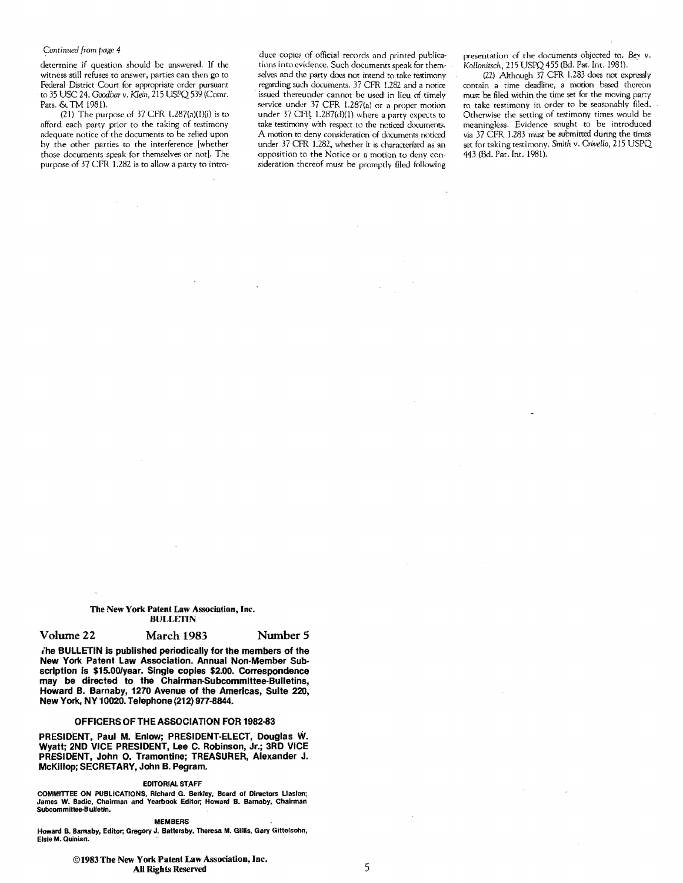*Continued from page 4*

determine if question should be answered. If the witness still refuses to answer, parties can then go to Federal District Court for appropriate order pursuant to 35 USC 24. *Goodbar v. Klein*, 215 USPQ 539 (Comr. Pats. & TM 1981).

(21) The purpose of 37 CFR 1.287(a)(1)(i) is to afford each party prior to the taking of testimony adequate notice of the documents to be relied upon by the other parties to the interference [whether those documents speak for themselves or not]. The purpose of 37 CFR 1.282 is to allow a party to introduce copies of official records and printed publications into evidence. Such documents speak for themselves and the party does not intend to take testimony regarding such documents. 37 CFR 1.282 and a notice issued thereunder cannot be used in lieu of timely service under 37 CFR 1.287(a) or a proper motion under 37 CFR 1.287(d)(1) where a party expects to take testimony with respect to the noticed documents. A motion to deny consideration of documents noticed under 37 CFR 1.282, whether it is characterized as an opposition to the Notice or a motion to deny consideration thereof must be promptly filed following presentation of the documents objected to. *Bey v. Kollonitsch*, 215 USPQ 455 (Bd. Pat. Int. 1981).

(22) Although 37 CFR 1.283 does not expressly contain a time deadline, a motion based thereon must be filed within the time set for the moving party to take testimony in order to be seasonably filed. Otherwise the setting of testimony times would be meaningless. Evidence sought to be introduced via 37 CFR 1.283 must be submitted during the times set for taking testimony. *Smith v. Crivello*, 215 USPQ 443 (Bd. Pat. Int. 1981).

**The New York Patent Law Association, Inc.**
**BULLETIN**

**Volume 22 — March 1983 — Number 5**

**The BULLETIN is published periodically for the members of the New York Patent Law Association. Annual Non-Member Subscription is $15.00/year. Single copies $2.00. Correspondence may be directed to the Chairman-Subcommittee-Bulletins, Howard B. Barnaby, 1270 Avenue of the Americas, Suite 220, New York, NY 10020. Telephone (212) 977-8844.**

**OFFICERS OF THE ASSOCIATION FOR 1982-83**

**PRESIDENT, Paul M. Enlow; PRESIDENT-ELECT, Douglas W. Wyatt; 2ND VICE PRESIDENT, Lee C. Robinson, Jr.; 3RD VICE PRESIDENT, John O. Tramontine; TREASURER, Alexander J. McKillop; SECRETARY, John B. Pegram.**

**EDITORIAL STAFF**

**COMMITTEE ON PUBLICATIONS, Richard G. Berkley, Board of Directors Liasion; James W. Badie, Chairman and Yearbook Editor; Howard B. Barnaby, Chairman Subcommittee-Bulletin.**

**MEMBERS**

**Howard B. Barnaby, Editor; Gregory J. Battersby, Theresa M. Gillis, Gary Gittelsohn, Elsie M. Quinlan.**

**©1983 The New York Patent Law Association, Inc.**
**All Rights Reserved**